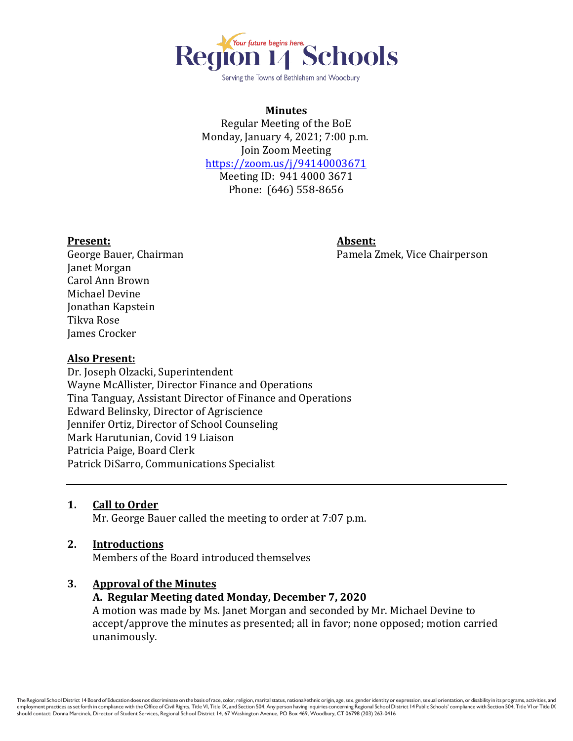Region 14 Schools

Your future begins here.

Serving the Towns of Bethlehem and Woodbury

**Minutes**

Regular Meeting of the BoE
Monday, January 4, 2021; 7:00 p.m.
Join Zoom Meeting
https://zoom.us/j/94140003671
Meeting ID: 941 4000 3671
Phone: (646) 558-8656

**Present:**
George Bauer, Chairman
Janet Morgan
Carol Ann Brown
Michael Devine
Jonathan Kapstein
Tikva Rose
James Crocker

**Absent:**
Pamela Zmek, Vice Chairperson

**Also Present:**
Dr. Joseph Olzacki, Superintendent
Wayne McAllister, Director Finance and Operations
Tina Tanguay, Assistant Director of Finance and Operations
Edward Belinsky, Director of Agriscience
Jennifer Ortiz, Director of School Counseling
Mark Harutunian, Covid 19 Liaison
Patricia Paige, Board Clerk
Patrick DiSarro, Communications Specialist

---

## 1. Call to Order

Mr. George Bauer called the meeting to order at 7:07 p.m.

## 2. Introductions

Members of the Board introduced themselves

## 3. Approval of the Minutes

**A. Regular Meeting dated Monday, December 7, 2020**

A motion was made by Ms. Janet Morgan and seconded by Mr. Michael Devine to accept/approve the minutes as presented; all in favor; none opposed; motion carried unanimously.

The Regional School District 14 Board of Education does not discriminate on the basis of race, color, religion, marital status, national/ethnic origin, age, sex, gender identity or expression, sexual orientation, or disability in its programs, activities, and employment practices as set forth in compliance with the Office of Civil Rights, Title VI, Title IX, and Section 504. Any person having inquiries concerning Regional School District 14 Public Schools' compliance with Section 504, Title VI or Title IX should contact: Donna Marcinek, Director of Student Services, Regional School District 14, 67 Washington Avenue, PO Box 469, Woodbury, CT 06798 (203) 263-0416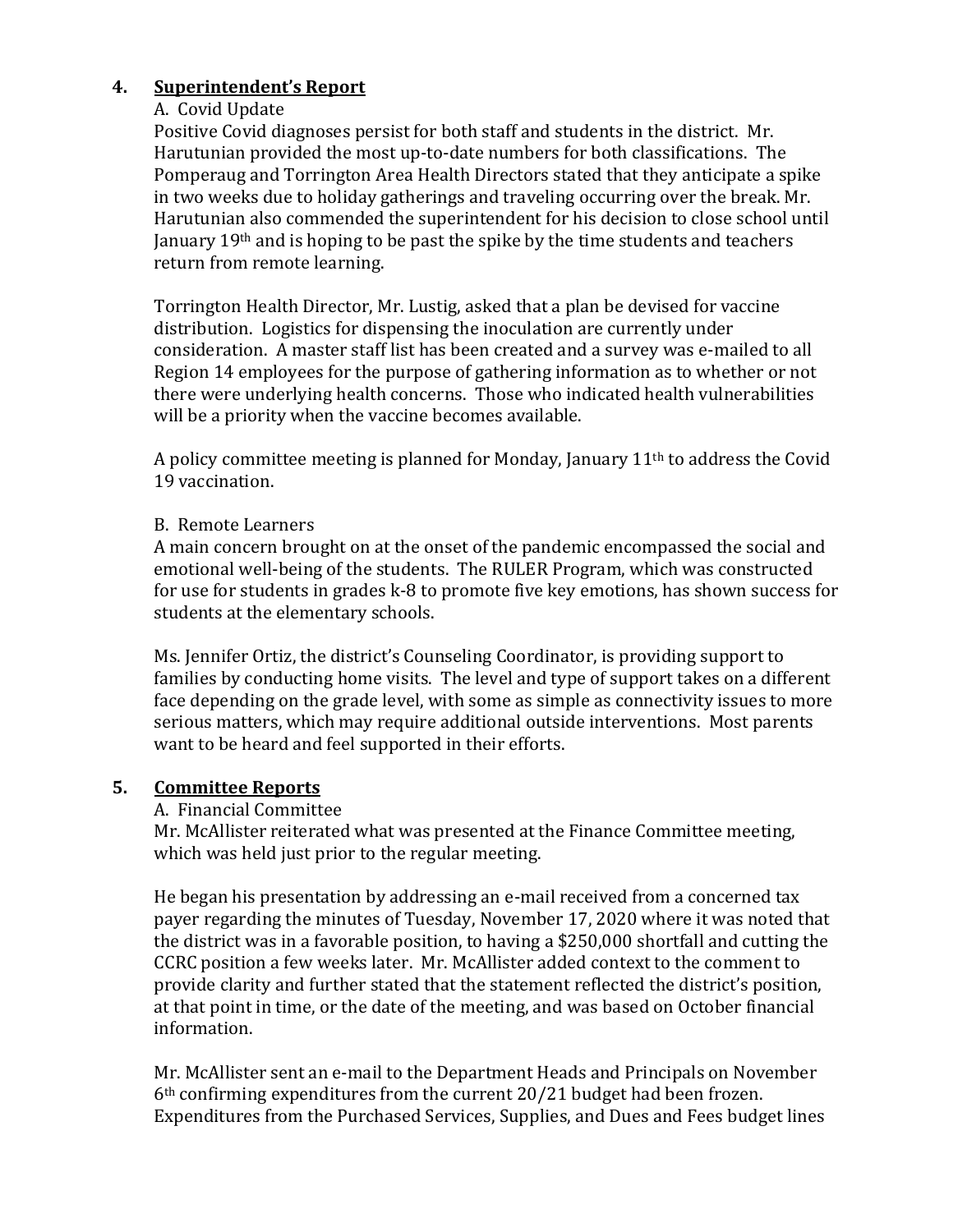## 4. Superintendent's Report

A. Covid Update

Positive Covid diagnoses persist for both staff and students in the district. Mr. Harutunian provided the most up-to-date numbers for both classifications. The Pomperaug and Torrington Area Health Directors stated that they anticipate a spike in two weeks due to holiday gatherings and traveling occurring over the break. Mr. Harutunian also commended the superintendent for his decision to close school until January 19th and is hoping to be past the spike by the time students and teachers return from remote learning.

Torrington Health Director, Mr. Lustig, asked that a plan be devised for vaccine distribution. Logistics for dispensing the inoculation are currently under consideration. A master staff list has been created and a survey was e-mailed to all Region 14 employees for the purpose of gathering information as to whether or not there were underlying health concerns. Those who indicated health vulnerabilities will be a priority when the vaccine becomes available.

A policy committee meeting is planned for Monday, January 11th to address the Covid 19 vaccination.

B. Remote Learners

A main concern brought on at the onset of the pandemic encompassed the social and emotional well-being of the students. The RULER Program, which was constructed for use for students in grades k-8 to promote five key emotions, has shown success for students at the elementary schools.

Ms. Jennifer Ortiz, the district's Counseling Coordinator, is providing support to families by conducting home visits. The level and type of support takes on a different face depending on the grade level, with some as simple as connectivity issues to more serious matters, which may require additional outside interventions. Most parents want to be heard and feel supported in their efforts.

## 5. Committee Reports

A. Financial Committee

Mr. McAllister reiterated what was presented at the Finance Committee meeting, which was held just prior to the regular meeting.

He began his presentation by addressing an e-mail received from a concerned tax payer regarding the minutes of Tuesday, November 17, 2020 where it was noted that the district was in a favorable position, to having a $250,000 shortfall and cutting the CCRC position a few weeks later. Mr. McAllister added context to the comment to provide clarity and further stated that the statement reflected the district's position, at that point in time, or the date of the meeting, and was based on October financial information.

Mr. McAllister sent an e-mail to the Department Heads and Principals on November 6th confirming expenditures from the current 20/21 budget had been frozen. Expenditures from the Purchased Services, Supplies, and Dues and Fees budget lines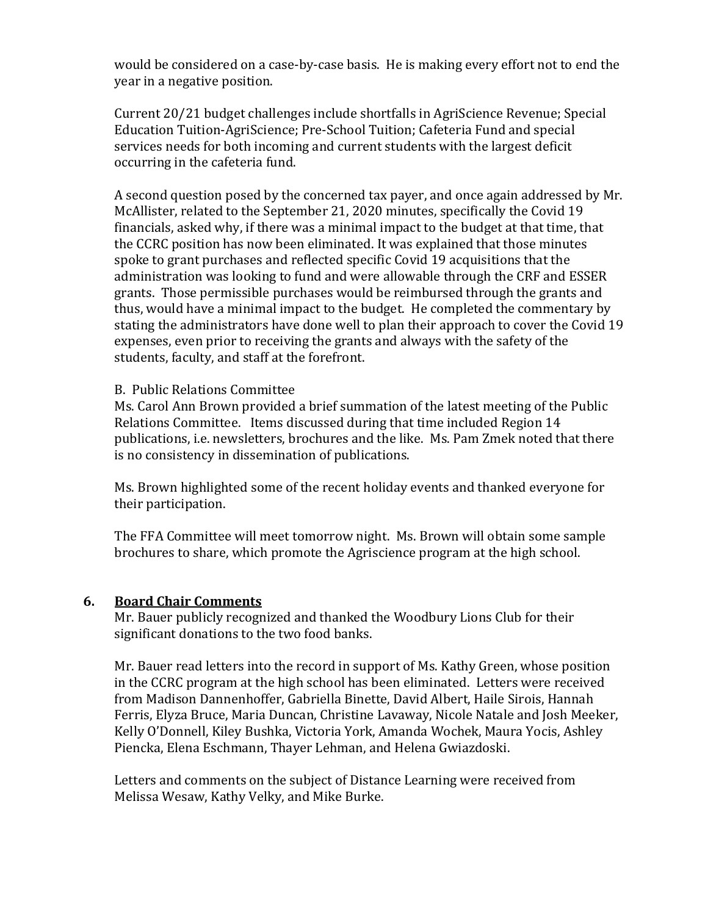would be considered on a case-by-case basis. He is making every effort not to end the year in a negative position.

Current 20/21 budget challenges include shortfalls in AgriScience Revenue; Special Education Tuition-AgriScience; Pre-School Tuition; Cafeteria Fund and special services needs for both incoming and current students with the largest deficit occurring in the cafeteria fund.

A second question posed by the concerned tax payer, and once again addressed by Mr. McAllister, related to the September 21, 2020 minutes, specifically the Covid 19 financials, asked why, if there was a minimal impact to the budget at that time, that the CCRC position has now been eliminated. It was explained that those minutes spoke to grant purchases and reflected specific Covid 19 acquisitions that the administration was looking to fund and were allowable through the CRF and ESSER grants. Those permissible purchases would be reimbursed through the grants and thus, would have a minimal impact to the budget. He completed the commentary by stating the administrators have done well to plan their approach to cover the Covid 19 expenses, even prior to receiving the grants and always with the safety of the students, faculty, and staff at the forefront.

B. Public Relations Committee
Ms. Carol Ann Brown provided a brief summation of the latest meeting of the Public Relations Committee. Items discussed during that time included Region 14 publications, i.e. newsletters, brochures and the like. Ms. Pam Zmek noted that there is no consistency in dissemination of publications.

Ms. Brown highlighted some of the recent holiday events and thanked everyone for their participation.

The FFA Committee will meet tomorrow night. Ms. Brown will obtain some sample brochures to share, which promote the Agriscience program at the high school.

## 6. Board Chair Comments

Mr. Bauer publicly recognized and thanked the Woodbury Lions Club for their significant donations to the two food banks.

Mr. Bauer read letters into the record in support of Ms. Kathy Green, whose position in the CCRC program at the high school has been eliminated. Letters were received from Madison Dannenhoffer, Gabriella Binette, David Albert, Haile Sirois, Hannah Ferris, Elyza Bruce, Maria Duncan, Christine Lavaway, Nicole Natale and Josh Meeker, Kelly O'Donnell, Kiley Bushka, Victoria York, Amanda Wochek, Maura Yocis, Ashley Piencka, Elena Eschmann, Thayer Lehman, and Helena Gwiazdoski.

Letters and comments on the subject of Distance Learning were received from Melissa Wesaw, Kathy Velky, and Mike Burke.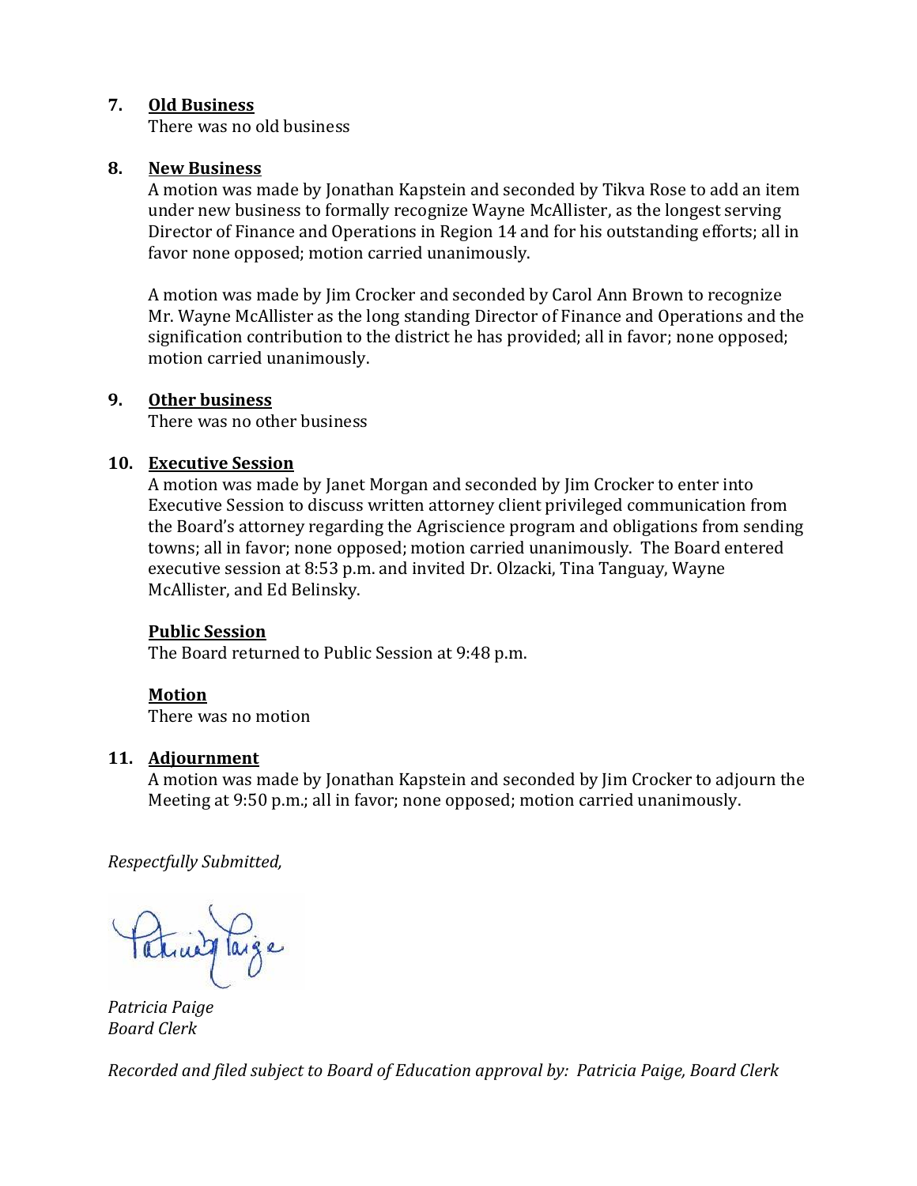7. **Old Business**
   There was no old business

8. **New Business**
   A motion was made by Jonathan Kapstein and seconded by Tikva Rose to add an item under new business to formally recognize Wayne McAllister, as the longest serving Director of Finance and Operations in Region 14 and for his outstanding efforts; all in favor none opposed; motion carried unanimously.

   A motion was made by Jim Crocker and seconded by Carol Ann Brown to recognize Mr. Wayne McAllister as the long standing Director of Finance and Operations and the signification contribution to the district he has provided; all in favor; none opposed; motion carried unanimously.

9. **Other business**
   There was no other business

10. **Executive Session**
    A motion was made by Janet Morgan and seconded by Jim Crocker to enter into Executive Session to discuss written attorney client privileged communication from the Board's attorney regarding the Agriscience program and obligations from sending towns; all in favor; none opposed; motion carried unanimously. The Board entered executive session at 8:53 p.m. and invited Dr. Olzacki, Tina Tanguay, Wayne McAllister, and Ed Belinsky.

    **Public Session**
    The Board returned to Public Session at 9:48 p.m.

    **Motion**
    There was no motion

11. **Adjournment**
    A motion was made by Jonathan Kapstein and seconded by Jim Crocker to adjourn the Meeting at 9:50 p.m.; all in favor; none opposed; motion carried unanimously.

*Respectfully Submitted,*

*Patricia Paige*
*Board Clerk*

*Recorded and filed subject to Board of Education approval by: Patricia Paige, Board Clerk*